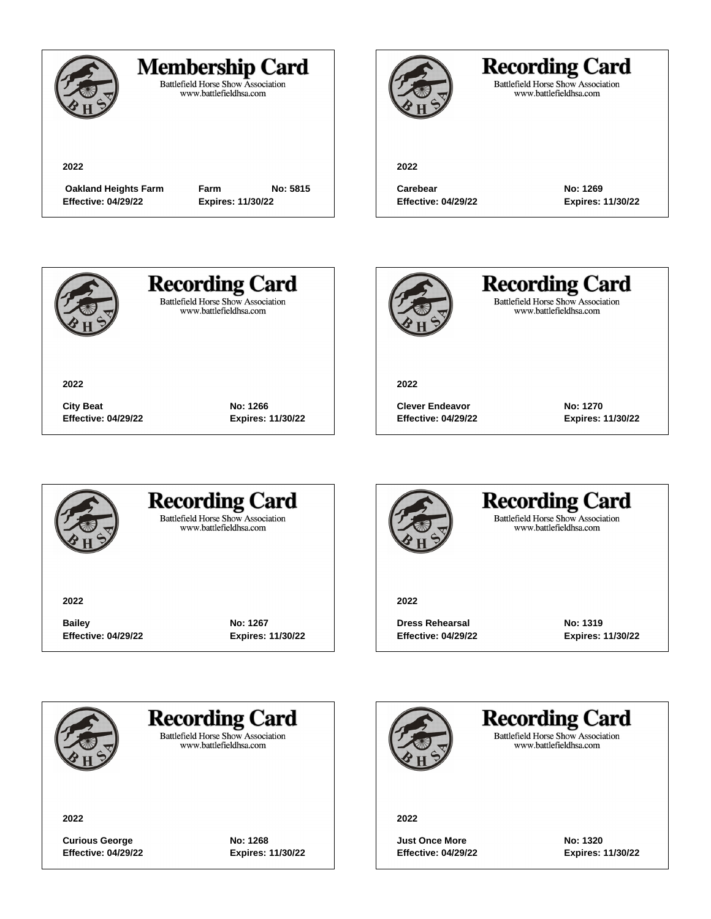## Membership Card

Battlefield Horse Show Association
www.battlefieldhsa.com

**2022**

**Oakland Heights Farm** **Farm** **No: 5815**
**Effective: 04/29/22** **Expires: 11/30/22**

## Recording Card

Battlefield Horse Show Association
www.battlefieldhsa.com

**2022**

**Carebear** **No: 1269**
**Effective: 04/29/22** **Expires: 11/30/22**

## Recording Card

Battlefield Horse Show Association
www.battlefieldhsa.com

**2022**

**City Beat** **No: 1266**
**Effective: 04/29/22** **Expires: 11/30/22**

## Recording Card

Battlefield Horse Show Association
www.battlefieldhsa.com

**2022**

**Clever Endeavor** **No: 1270**
**Effective: 04/29/22** **Expires: 11/30/22**

## Recording Card

Battlefield Horse Show Association
www.battlefieldhsa.com

**2022**

**Bailey** **No: 1267**
**Effective: 04/29/22** **Expires: 11/30/22**

## Recording Card

Battlefield Horse Show Association
www.battlefieldhsa.com

**2022**

**Dress Rehearsal** **No: 1319**
**Effective: 04/29/22** **Expires: 11/30/22**

## Recording Card

Battlefield Horse Show Association
www.battlefieldhsa.com

**2022**

**Curious George** **No: 1268**
**Effective: 04/29/22** **Expires: 11/30/22**

## Recording Card

Battlefield Horse Show Association
www.battlefieldhsa.com

**2022**

**Just Once More** **No: 1320**
**Effective: 04/29/22** **Expires: 11/30/22**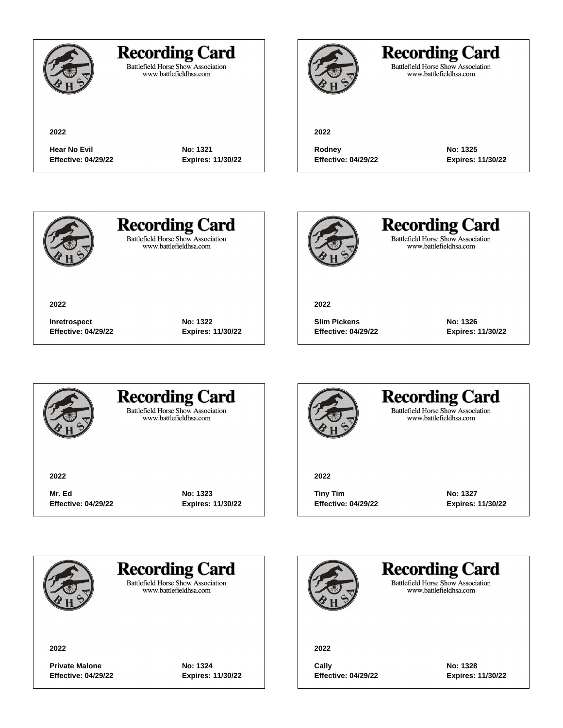# Recording Card

Battlefield Horse Show Association
www.battlefieldhsa.com

**2022**

**Hear No Evil** **No: 1321**
**Effective: 04/29/22** **Expires: 11/30/22**

---

# Recording Card

Battlefield Horse Show Association
www.battlefieldhsa.com

**2022**

**Inretrospect** **No: 1322**
**Effective: 04/29/22** **Expires: 11/30/22**

---

# Recording Card

Battlefield Horse Show Association
www.battlefieldhsa.com

**2022**

**Mr. Ed** **No: 1323**
**Effective: 04/29/22** **Expires: 11/30/22**

---

# Recording Card

Battlefield Horse Show Association
www.battlefieldhsa.com

**2022**

**Private Malone** **No: 1324**
**Effective: 04/29/22** **Expires: 11/30/22**

---

# Recording Card

Battlefield Horse Show Association
www.battlefieldhsa.com

**2022**

**Rodney** **No: 1325**
**Effective: 04/29/22** **Expires: 11/30/22**

---

# Recording Card

Battlefield Horse Show Association
www.battlefieldhsa.com

**2022**

**Slim Pickens** **No: 1326**
**Effective: 04/29/22** **Expires: 11/30/22**

---

# Recording Card

Battlefield Horse Show Association
www.battlefieldhsa.com

**2022**

**Tiny Tim** **No: 1327**
**Effective: 04/29/22** **Expires: 11/30/22**

---

# Recording Card

Battlefield Horse Show Association
www.battlefieldhsa.com

**2022**

**Cally** **No: 1328**
**Effective: 04/29/22** **Expires: 11/30/22**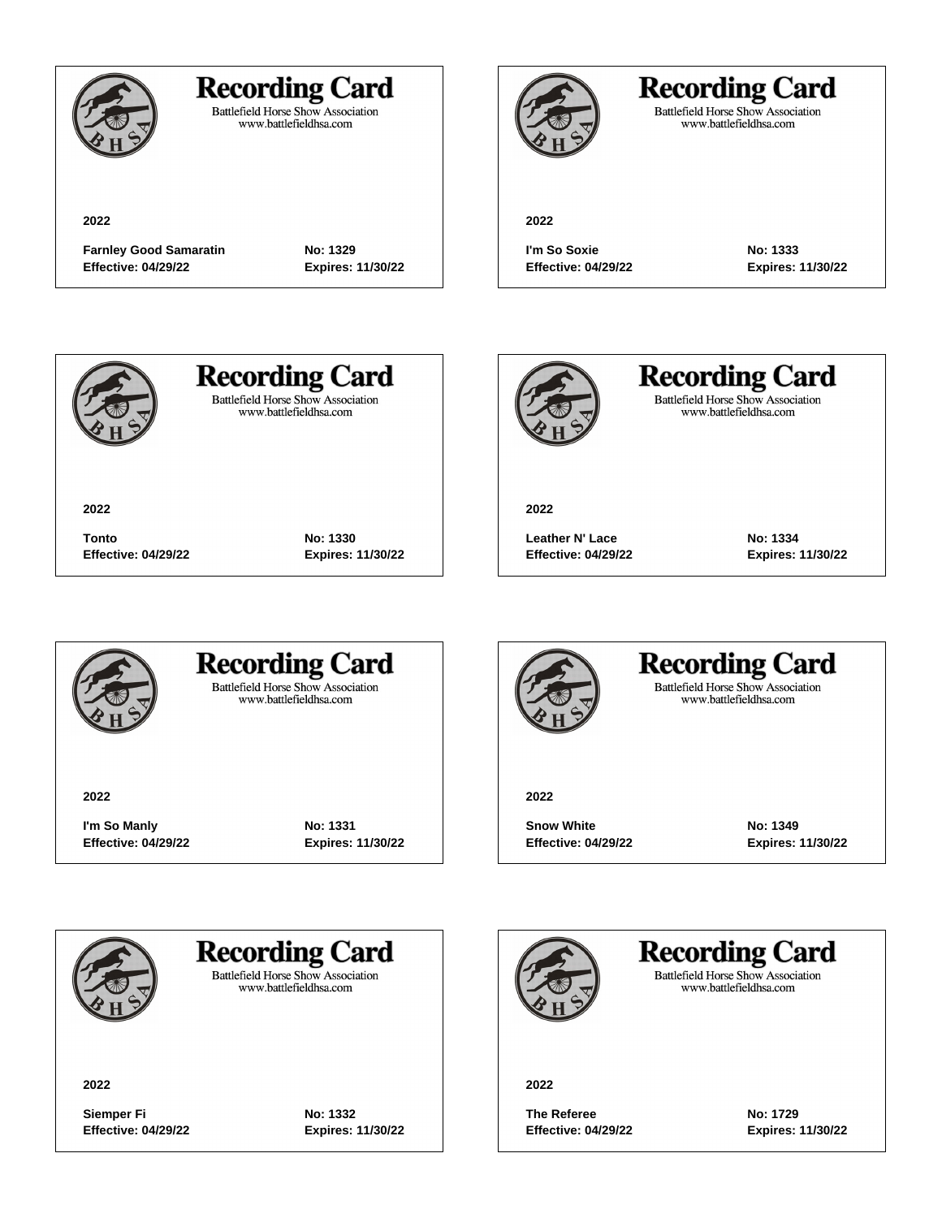## Recording Card

Battlefield Horse Show Association
www.battlefieldhsa.com

**2022**

**Farnley Good Samaratin** **No: 1329**
**Effective: 04/29/22** **Expires: 11/30/22**

## Recording Card

Battlefield Horse Show Association
www.battlefieldhsa.com

**2022**

**I'm So Soxie** **No: 1333**
**Effective: 04/29/22** **Expires: 11/30/22**

## Recording Card

Battlefield Horse Show Association
www.battlefieldhsa.com

**2022**

**Tonto** **No: 1330**
**Effective: 04/29/22** **Expires: 11/30/22**

## Recording Card

Battlefield Horse Show Association
www.battlefieldhsa.com

**2022**

**Leather N' Lace** **No: 1334**
**Effective: 04/29/22** **Expires: 11/30/22**

## Recording Card

Battlefield Horse Show Association
www.battlefieldhsa.com

**2022**

**I'm So Manly** **No: 1331**
**Effective: 04/29/22** **Expires: 11/30/22**

## Recording Card

Battlefield Horse Show Association
www.battlefieldhsa.com

**2022**

**Snow White** **No: 1349**
**Effective: 04/29/22** **Expires: 11/30/22**

## Recording Card

Battlefield Horse Show Association
www.battlefieldhsa.com

**2022**

**Siemper Fi** **No: 1332**
**Effective: 04/29/22** **Expires: 11/30/22**

## Recording Card

Battlefield Horse Show Association
www.battlefieldhsa.com

**2022**

**The Referee** **No: 1729**
**Effective: 04/29/22** **Expires: 11/30/22**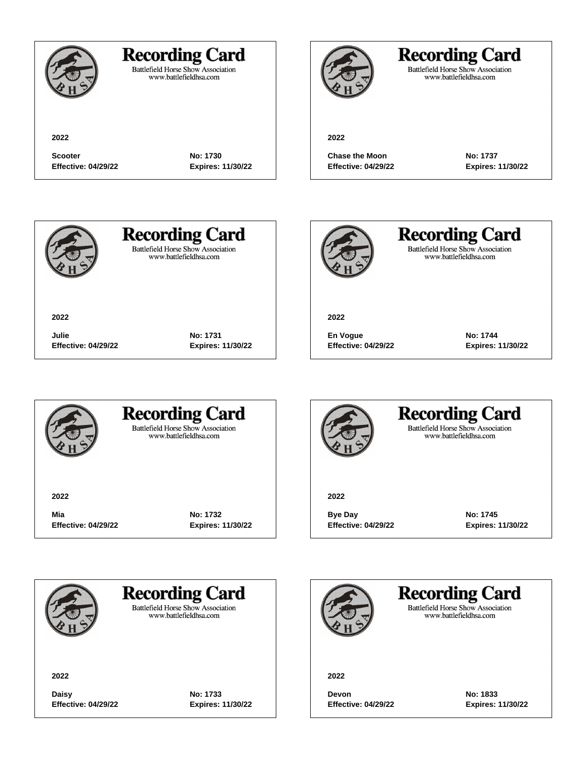## Recording Card

Battlefield Horse Show Association
www.battlefieldhsa.com

**2022**

**Scooter** **No: 1730**
**Effective: 04/29/22** **Expires: 11/30/22**

## Recording Card

Battlefield Horse Show Association
www.battlefieldhsa.com

**2022**

**Chase the Moon** **No: 1737**
**Effective: 04/29/22** **Expires: 11/30/22**

## Recording Card

Battlefield Horse Show Association
www.battlefieldhsa.com

**2022**

**Julie** **No: 1731**
**Effective: 04/29/22** **Expires: 11/30/22**

## Recording Card

Battlefield Horse Show Association
www.battlefieldhsa.com

**2022**

**En Vogue** **No: 1744**
**Effective: 04/29/22** **Expires: 11/30/22**

## Recording Card

Battlefield Horse Show Association
www.battlefieldhsa.com

**2022**

**Mia** **No: 1732**
**Effective: 04/29/22** **Expires: 11/30/22**

## Recording Card

Battlefield Horse Show Association
www.battlefieldhsa.com

**2022**

**Bye Day** **No: 1745**
**Effective: 04/29/22** **Expires: 11/30/22**

## Recording Card

Battlefield Horse Show Association
www.battlefieldhsa.com

**2022**

**Daisy** **No: 1733**
**Effective: 04/29/22** **Expires: 11/30/22**

## Recording Card

Battlefield Horse Show Association
www.battlefieldhsa.com

**2022**

**Devon** **No: 1833**
**Effective: 04/29/22** **Expires: 11/30/22**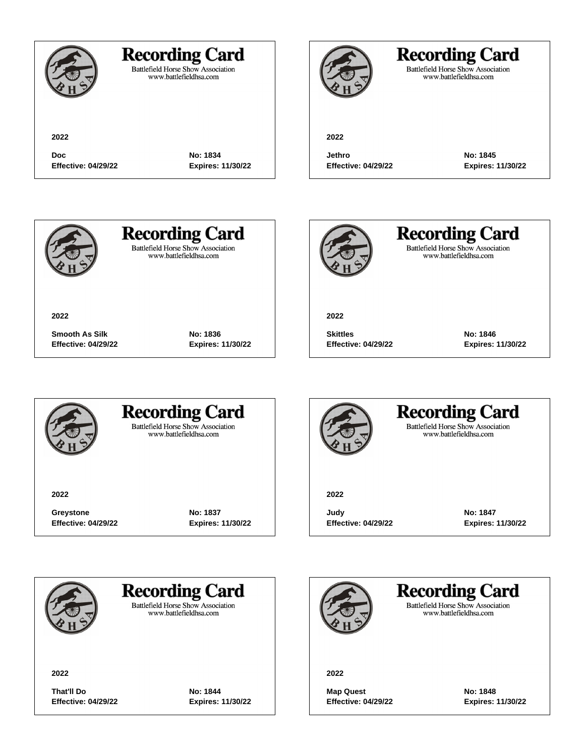## Recording Card

Battlefield Horse Show Association
www.battlefieldhsa.com

**2022**

**Doc** **No: 1834**
**Effective: 04/29/22** **Expires: 11/30/22**

---

## Recording Card

Battlefield Horse Show Association
www.battlefieldhsa.com

**2022**

**Jethro** **No: 1845**
**Effective: 04/29/22** **Expires: 11/30/22**

---

## Recording Card

Battlefield Horse Show Association
www.battlefieldhsa.com

**2022**

**Smooth As Silk** **No: 1836**
**Effective: 04/29/22** **Expires: 11/30/22**

---

## Recording Card

Battlefield Horse Show Association
www.battlefieldhsa.com

**2022**

**Skittles** **No: 1846**
**Effective: 04/29/22** **Expires: 11/30/22**

---

## Recording Card

Battlefield Horse Show Association
www.battlefieldhsa.com

**2022**

**Greystone** **No: 1837**
**Effective: 04/29/22** **Expires: 11/30/22**

---

## Recording Card

Battlefield Horse Show Association
www.battlefieldhsa.com

**2022**

**Judy** **No: 1847**
**Effective: 04/29/22** **Expires: 11/30/22**

---

## Recording Card

Battlefield Horse Show Association
www.battlefieldhsa.com

**2022**

**That'll Do** **No: 1844**
**Effective: 04/29/22** **Expires: 11/30/22**

---

## Recording Card

Battlefield Horse Show Association
www.battlefieldhsa.com

**2022**

**Map Quest** **No: 1848**
**Effective: 04/29/22** **Expires: 11/30/22**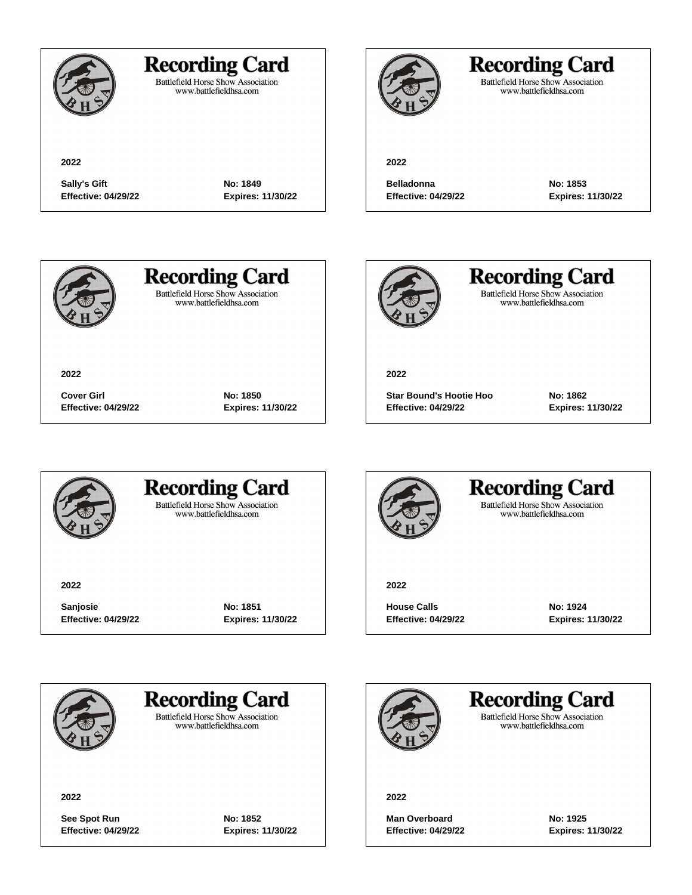## Recording Card

Battlefield Horse Show Association
www.battlefieldhsa.com

**2022**

**Sally's Gift** **No: 1849**
**Effective: 04/29/22** **Expires: 11/30/22**

## Recording Card

Battlefield Horse Show Association
www.battlefieldhsa.com

**2022**

**Belladonna** **No: 1853**
**Effective: 04/29/22** **Expires: 11/30/22**

## Recording Card

Battlefield Horse Show Association
www.battlefieldhsa.com

**2022**

**Cover Girl** **No: 1850**
**Effective: 04/29/22** **Expires: 11/30/22**

## Recording Card

Battlefield Horse Show Association
www.battlefieldhsa.com

**2022**

**Star Bound's Hootie Hoo** **No: 1862**
**Effective: 04/29/22** **Expires: 11/30/22**

## Recording Card

Battlefield Horse Show Association
www.battlefieldhsa.com

**2022**

**Sanjosie** **No: 1851**
**Effective: 04/29/22** **Expires: 11/30/22**

## Recording Card

Battlefield Horse Show Association
www.battlefieldhsa.com

**2022**

**House Calls** **No: 1924**
**Effective: 04/29/22** **Expires: 11/30/22**

## Recording Card

Battlefield Horse Show Association
www.battlefieldhsa.com

**2022**

**See Spot Run** **No: 1852**
**Effective: 04/29/22** **Expires: 11/30/22**

## Recording Card

Battlefield Horse Show Association
www.battlefieldhsa.com

**2022**

**Man Overboard** **No: 1925**
**Effective: 04/29/22** **Expires: 11/30/22**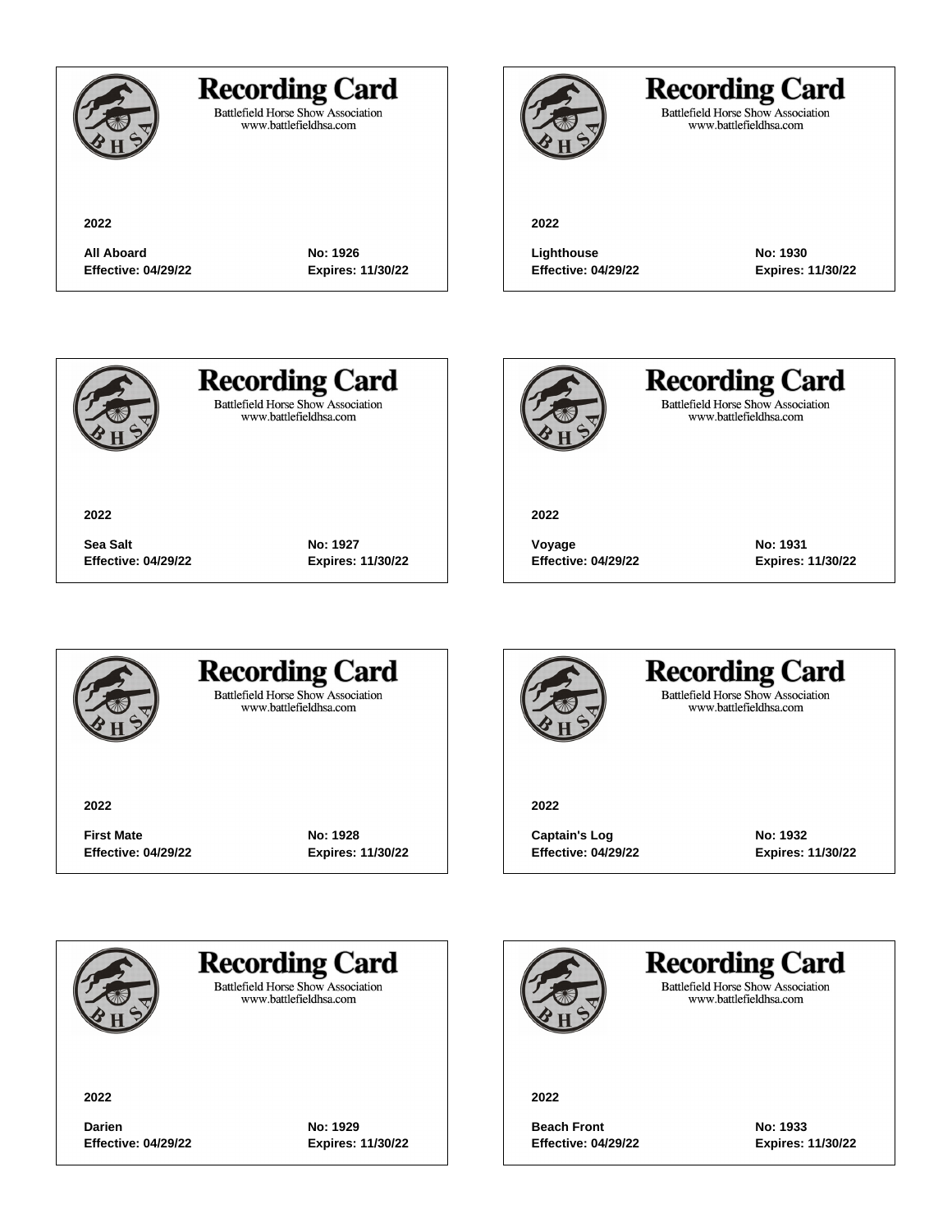## Recording Card

Battlefield Horse Show Association
www.battlefieldhsa.com

**2022**

**All Aboard** **No: 1926**
**Effective: 04/29/22** **Expires: 11/30/22**

---

## Recording Card

Battlefield Horse Show Association
www.battlefieldhsa.com

**2022**

**Lighthouse** **No: 1930**
**Effective: 04/29/22** **Expires: 11/30/22**

---

## Recording Card

Battlefield Horse Show Association
www.battlefieldhsa.com

**2022**

**Sea Salt** **No: 1927**
**Effective: 04/29/22** **Expires: 11/30/22**

---

## Recording Card

Battlefield Horse Show Association
www.battlefieldhsa.com

**2022**

**Voyage** **No: 1931**
**Effective: 04/29/22** **Expires: 11/30/22**

---

## Recording Card

Battlefield Horse Show Association
www.battlefieldhsa.com

**2022**

**First Mate** **No: 1928**
**Effective: 04/29/22** **Expires: 11/30/22**

---

## Recording Card

Battlefield Horse Show Association
www.battlefieldhsa.com

**2022**

**Captain's Log** **No: 1932**
**Effective: 04/29/22** **Expires: 11/30/22**

---

## Recording Card

Battlefield Horse Show Association
www.battlefieldhsa.com

**2022**

**Darien** **No: 1929**
**Effective: 04/29/22** **Expires: 11/30/22**

---

## Recording Card

Battlefield Horse Show Association
www.battlefieldhsa.com

**2022**

**Beach Front** **No: 1933**
**Effective: 04/29/22** **Expires: 11/30/22**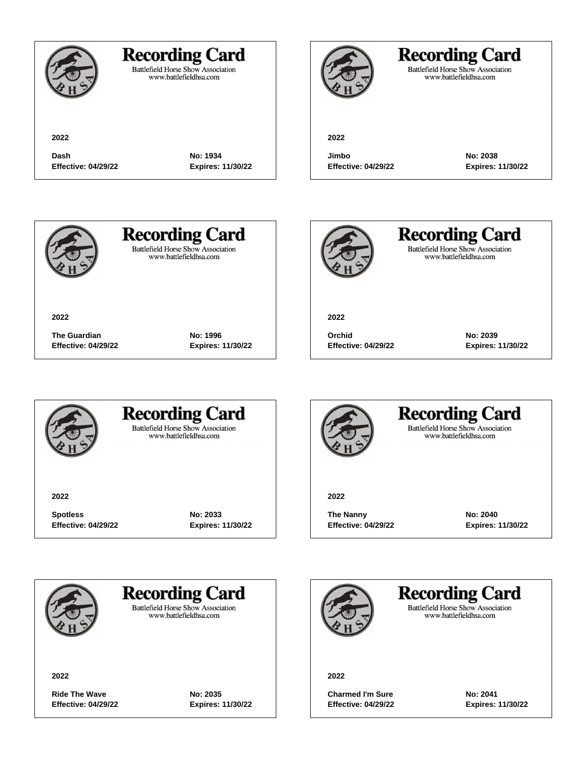## Recording Card

Battlefield Horse Show Association
www.battlefieldhsa.com

**2022**

**Dash** **No: 1934**
**Effective: 04/29/22** **Expires: 11/30/22**

---

## Recording Card

Battlefield Horse Show Association
www.battlefieldhsa.com

**2022**

**Jimbo** **No: 2038**
**Effective: 04/29/22** **Expires: 11/30/22**

---

## Recording Card

Battlefield Horse Show Association
www.battlefieldhsa.com

**2022**

**The Guardian** **No: 1996**
**Effective: 04/29/22** **Expires: 11/30/22**

---

## Recording Card

Battlefield Horse Show Association
www.battlefieldhsa.com

**2022**

**Orchid** **No: 2039**
**Effective: 04/29/22** **Expires: 11/30/22**

---

## Recording Card

Battlefield Horse Show Association
www.battlefieldhsa.com

**2022**

**Spotless** **No: 2033**
**Effective: 04/29/22** **Expires: 11/30/22**

---

## Recording Card

Battlefield Horse Show Association
www.battlefieldhsa.com

**2022**

**The Nanny** **No: 2040**
**Effective: 04/29/22** **Expires: 11/30/22**

---

## Recording Card

Battlefield Horse Show Association
www.battlefieldhsa.com

**2022**

**Ride The Wave** **No: 2035**
**Effective: 04/29/22** **Expires: 11/30/22**

---

## Recording Card

Battlefield Horse Show Association
www.battlefieldhsa.com

**2022**

**Charmed I'm Sure** **No: 2041**
**Effective: 04/29/22** **Expires: 11/30/22**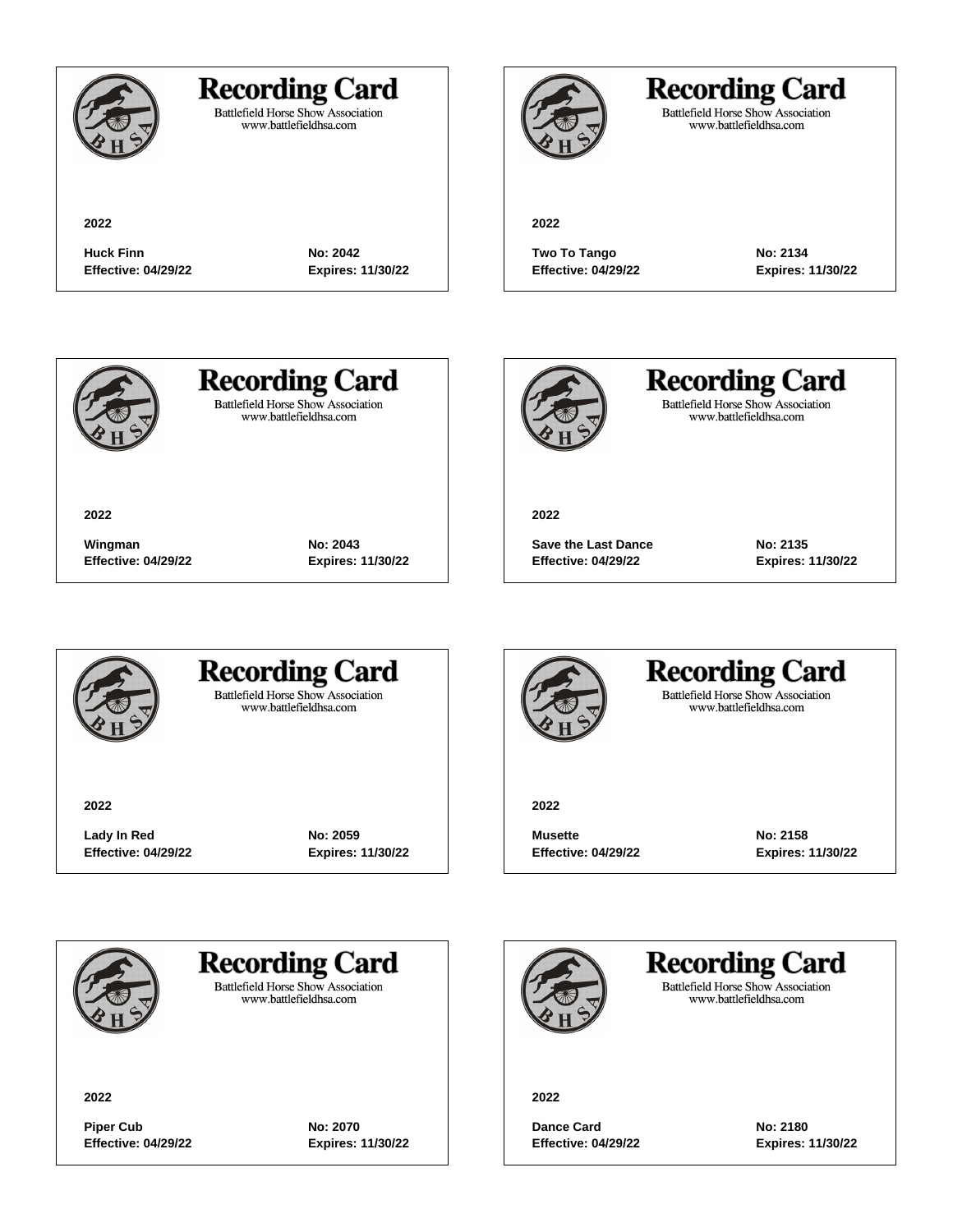## Recording Card

Battlefield Horse Show Association
www.battlefieldhsa.com

**2022**

**Huck Finn** **No: 2042**
**Effective: 04/29/22** **Expires: 11/30/22**

---

## Recording Card

Battlefield Horse Show Association
www.battlefieldhsa.com

**2022**

**Two To Tango** **No: 2134**
**Effective: 04/29/22** **Expires: 11/30/22**

---

## Recording Card

Battlefield Horse Show Association
www.battlefieldhsa.com

**2022**

**Wingman** **No: 2043**
**Effective: 04/29/22** **Expires: 11/30/22**

---

## Recording Card

Battlefield Horse Show Association
www.battlefieldhsa.com

**2022**

**Save the Last Dance** **No: 2135**
**Effective: 04/29/22** **Expires: 11/30/22**

---

## Recording Card

Battlefield Horse Show Association
www.battlefieldhsa.com

**2022**

**Lady In Red** **No: 2059**
**Effective: 04/29/22** **Expires: 11/30/22**

---

## Recording Card

Battlefield Horse Show Association
www.battlefieldhsa.com

**2022**

**Musette** **No: 2158**
**Effective: 04/29/22** **Expires: 11/30/22**

---

## Recording Card

Battlefield Horse Show Association
www.battlefieldhsa.com

**2022**

**Piper Cub** **No: 2070**
**Effective: 04/29/22** **Expires: 11/30/22**

---

## Recording Card

Battlefield Horse Show Association
www.battlefieldhsa.com

**2022**

**Dance Card** **No: 2180**
**Effective: 04/29/22** **Expires: 11/30/22**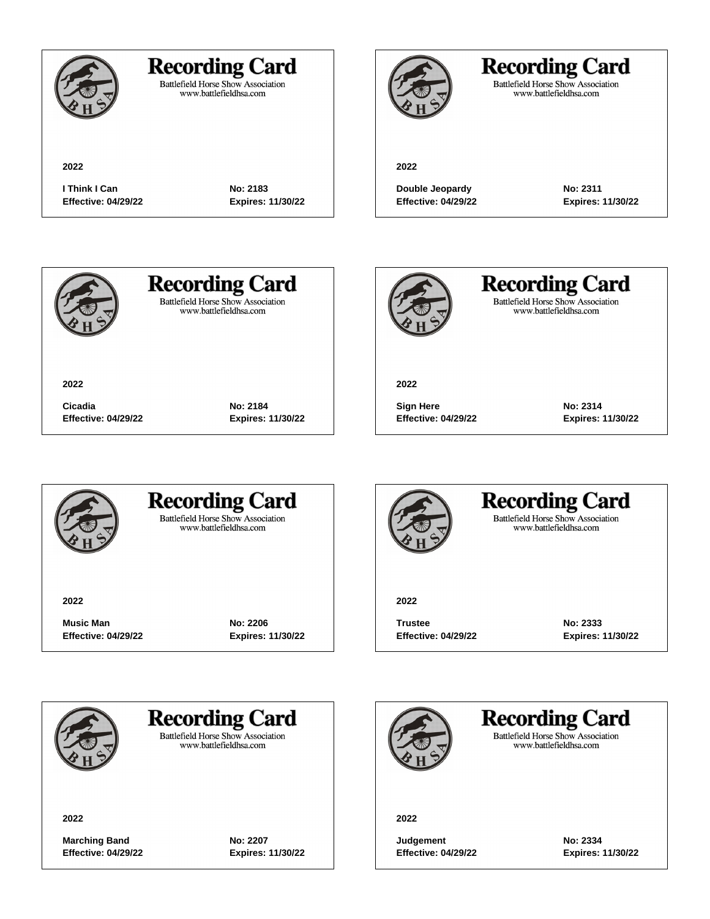## Recording Card

Battlefield Horse Show Association
www.battlefieldhsa.com

**2022**

**I Think I Can** **No: 2183**
**Effective: 04/29/22** **Expires: 11/30/22**

---

## Recording Card

Battlefield Horse Show Association
www.battlefieldhsa.com

**2022**

**Double Jeopardy** **No: 2311**
**Effective: 04/29/22** **Expires: 11/30/22**

---

## Recording Card

Battlefield Horse Show Association
www.battlefieldhsa.com

**2022**

**Cicadia** **No: 2184**
**Effective: 04/29/22** **Expires: 11/30/22**

---

## Recording Card

Battlefield Horse Show Association
www.battlefieldhsa.com

**2022**

**Sign Here** **No: 2314**
**Effective: 04/29/22** **Expires: 11/30/22**

---

## Recording Card

Battlefield Horse Show Association
www.battlefieldhsa.com

**2022**

**Music Man** **No: 2206**
**Effective: 04/29/22** **Expires: 11/30/22**

---

## Recording Card

Battlefield Horse Show Association
www.battlefieldhsa.com

**2022**

**Trustee** **No: 2333**
**Effective: 04/29/22** **Expires: 11/30/22**

---

## Recording Card

Battlefield Horse Show Association
www.battlefieldhsa.com

**2022**

**Marching Band** **No: 2207**
**Effective: 04/29/22** **Expires: 11/30/22**

---

## Recording Card

Battlefield Horse Show Association
www.battlefieldhsa.com

**2022**

**Judgement** **No: 2334**
**Effective: 04/29/22** **Expires: 11/30/22**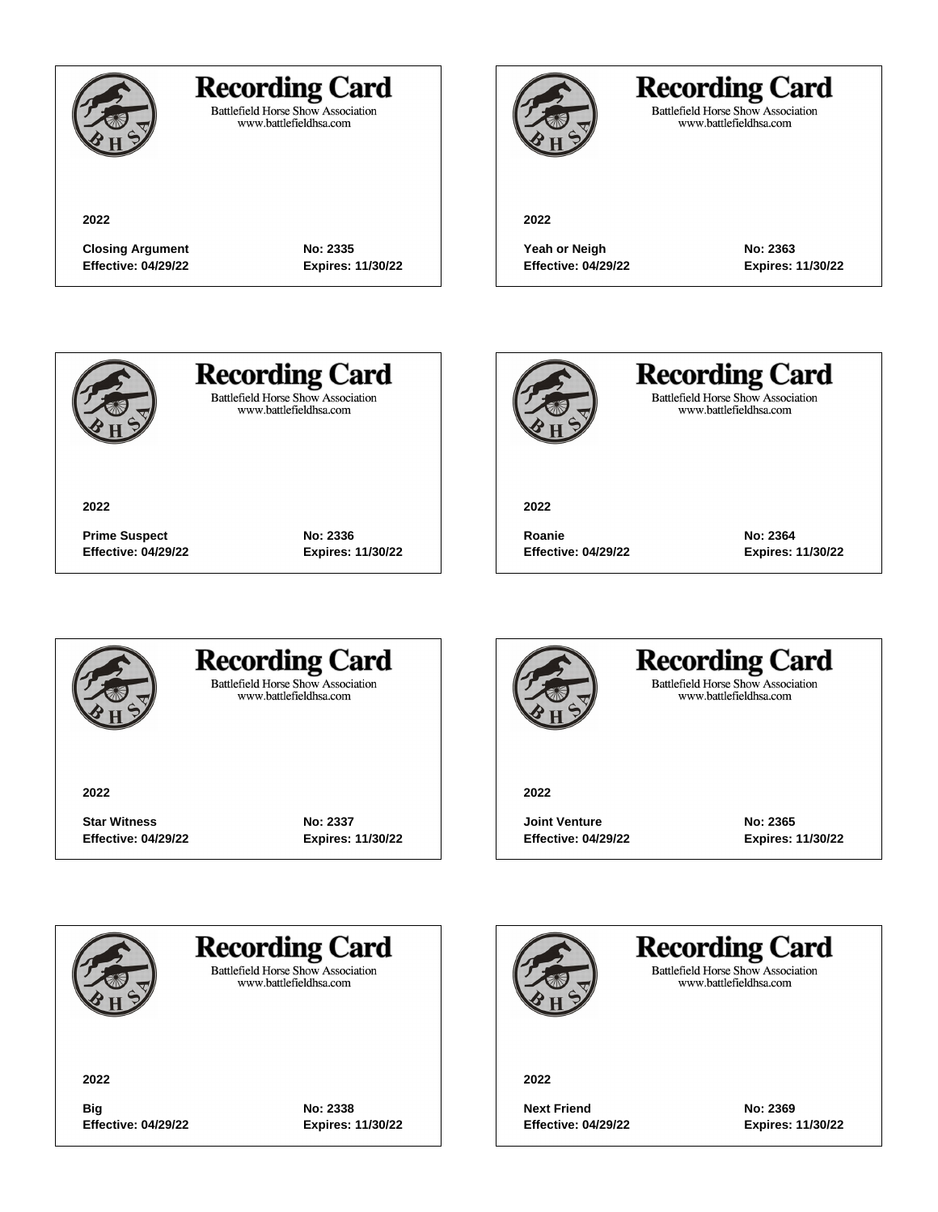## Recording Card

Battlefield Horse Show Association
www.battlefieldhsa.com

**2022**

**Closing Argument** **No: 2335**
**Effective: 04/29/22** **Expires: 11/30/22**

## Recording Card

Battlefield Horse Show Association
www.battlefieldhsa.com

**2022**

**Yeah or Neigh** **No: 2363**
**Effective: 04/29/22** **Expires: 11/30/22**

## Recording Card

Battlefield Horse Show Association
www.battlefieldhsa.com

**2022**

**Prime Suspect** **No: 2336**
**Effective: 04/29/22** **Expires: 11/30/22**

## Recording Card

Battlefield Horse Show Association
www.battlefieldhsa.com

**2022**

**Roanie** **No: 2364**
**Effective: 04/29/22** **Expires: 11/30/22**

## Recording Card

Battlefield Horse Show Association
www.battlefieldhsa.com

**2022**

**Star Witness** **No: 2337**
**Effective: 04/29/22** **Expires: 11/30/22**

## Recording Card

Battlefield Horse Show Association
www.battlefieldhsa.com

**2022**

**Joint Venture** **No: 2365**
**Effective: 04/29/22** **Expires: 11/30/22**

## Recording Card

Battlefield Horse Show Association
www.battlefieldhsa.com

**2022**

**Big** **No: 2338**
**Effective: 04/29/22** **Expires: 11/30/22**

## Recording Card

Battlefield Horse Show Association
www.battlefieldhsa.com

**2022**

**Next Friend** **No: 2369**
**Effective: 04/29/22** **Expires: 11/30/22**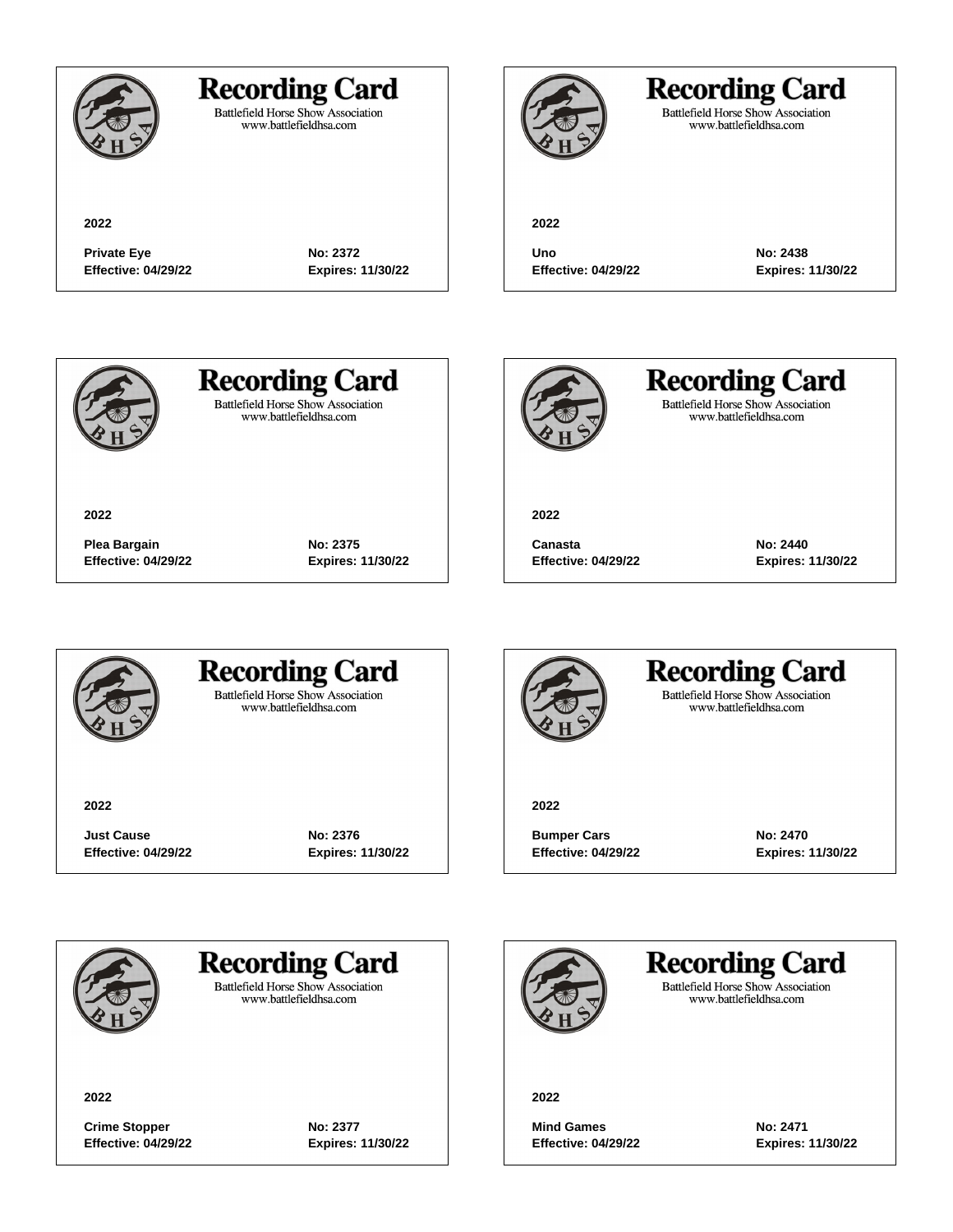## Recording Card

Battlefield Horse Show Association
www.battlefieldhsa.com

**2022**

**Private Eye** **No: 2372**
**Effective: 04/29/22** **Expires: 11/30/22**

---

## Recording Card

Battlefield Horse Show Association
www.battlefieldhsa.com

**2022**

**Uno** **No: 2438**
**Effective: 04/29/22** **Expires: 11/30/22**

---

## Recording Card

Battlefield Horse Show Association
www.battlefieldhsa.com

**2022**

**Plea Bargain** **No: 2375**
**Effective: 04/29/22** **Expires: 11/30/22**

---

## Recording Card

Battlefield Horse Show Association
www.battlefieldhsa.com

**2022**

**Canasta** **No: 2440**
**Effective: 04/29/22** **Expires: 11/30/22**

---

## Recording Card

Battlefield Horse Show Association
www.battlefieldhsa.com

**2022**

**Just Cause** **No: 2376**
**Effective: 04/29/22** **Expires: 11/30/22**

---

## Recording Card

Battlefield Horse Show Association
www.battlefieldhsa.com

**2022**

**Bumper Cars** **No: 2470**
**Effective: 04/29/22** **Expires: 11/30/22**

---

## Recording Card

Battlefield Horse Show Association
www.battlefieldhsa.com

**2022**

**Crime Stopper** **No: 2377**
**Effective: 04/29/22** **Expires: 11/30/22**

---

## Recording Card

Battlefield Horse Show Association
www.battlefieldhsa.com

**2022**

**Mind Games** **No: 2471**
**Effective: 04/29/22** **Expires: 11/30/22**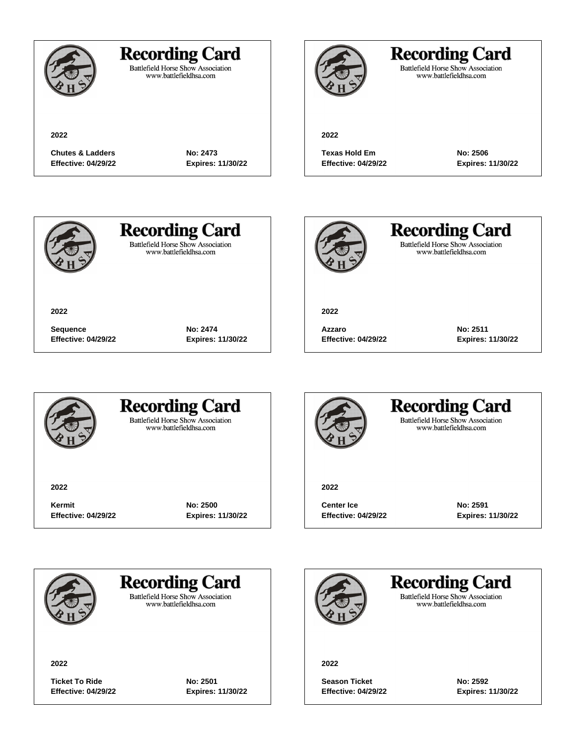## Recording Card

Battlefield Horse Show Association
www.battlefieldhsa.com

**2022**

**Chutes & Ladders** **No: 2473**
**Effective: 04/29/22** **Expires: 11/30/22**

## Recording Card

Battlefield Horse Show Association
www.battlefieldhsa.com

**2022**

**Texas Hold Em** **No: 2506**
**Effective: 04/29/22** **Expires: 11/30/22**

## Recording Card

Battlefield Horse Show Association
www.battlefieldhsa.com

**2022**

**Sequence** **No: 2474**
**Effective: 04/29/22** **Expires: 11/30/22**

## Recording Card

Battlefield Horse Show Association
www.battlefieldhsa.com

**2022**

**Azzaro** **No: 2511**
**Effective: 04/29/22** **Expires: 11/30/22**

## Recording Card

Battlefield Horse Show Association
www.battlefieldhsa.com

**2022**

**Kermit** **No: 2500**
**Effective: 04/29/22** **Expires: 11/30/22**

## Recording Card

Battlefield Horse Show Association
www.battlefieldhsa.com

**2022**

**Center Ice** **No: 2591**
**Effective: 04/29/22** **Expires: 11/30/22**

## Recording Card

Battlefield Horse Show Association
www.battlefieldhsa.com

**2022**

**Ticket To Ride** **No: 2501**
**Effective: 04/29/22** **Expires: 11/30/22**

## Recording Card

Battlefield Horse Show Association
www.battlefieldhsa.com

**2022**

**Season Ticket** **No: 2592**
**Effective: 04/29/22** **Expires: 11/30/22**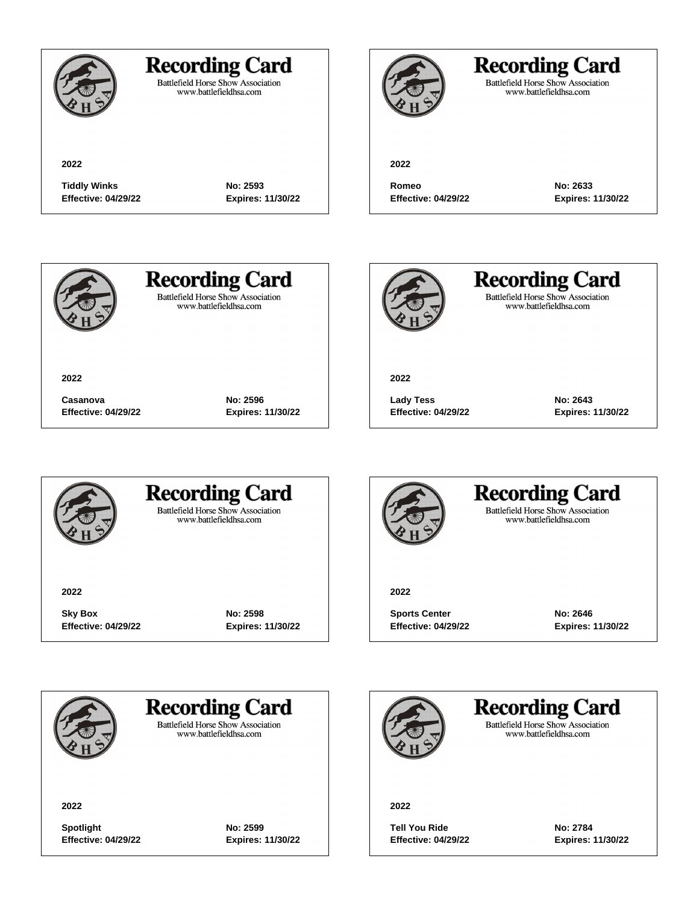## Recording Card

Battlefield Horse Show Association
www.battlefieldhsa.com

**2022**

**Tiddly Winks** **No: 2593**
**Effective: 04/29/22** **Expires: 11/30/22**

## Recording Card

Battlefield Horse Show Association
www.battlefieldhsa.com

**2022**

**Romeo** **No: 2633**
**Effective: 04/29/22** **Expires: 11/30/22**

## Recording Card

Battlefield Horse Show Association
www.battlefieldhsa.com

**2022**

**Casanova** **No: 2596**
**Effective: 04/29/22** **Expires: 11/30/22**

## Recording Card

Battlefield Horse Show Association
www.battlefieldhsa.com

**2022**

**Lady Tess** **No: 2643**
**Effective: 04/29/22** **Expires: 11/30/22**

## Recording Card

Battlefield Horse Show Association
www.battlefieldhsa.com

**2022**

**Sky Box** **No: 2598**
**Effective: 04/29/22** **Expires: 11/30/22**

## Recording Card

Battlefield Horse Show Association
www.battlefieldhsa.com

**2022**

**Sports Center** **No: 2646**
**Effective: 04/29/22** **Expires: 11/30/22**

## Recording Card

Battlefield Horse Show Association
www.battlefieldhsa.com

**2022**

**Spotlight** **No: 2599**
**Effective: 04/29/22** **Expires: 11/30/22**

## Recording Card

Battlefield Horse Show Association
www.battlefieldhsa.com

**2022**

**Tell You Ride** **No: 2784**
**Effective: 04/29/22** **Expires: 11/30/22**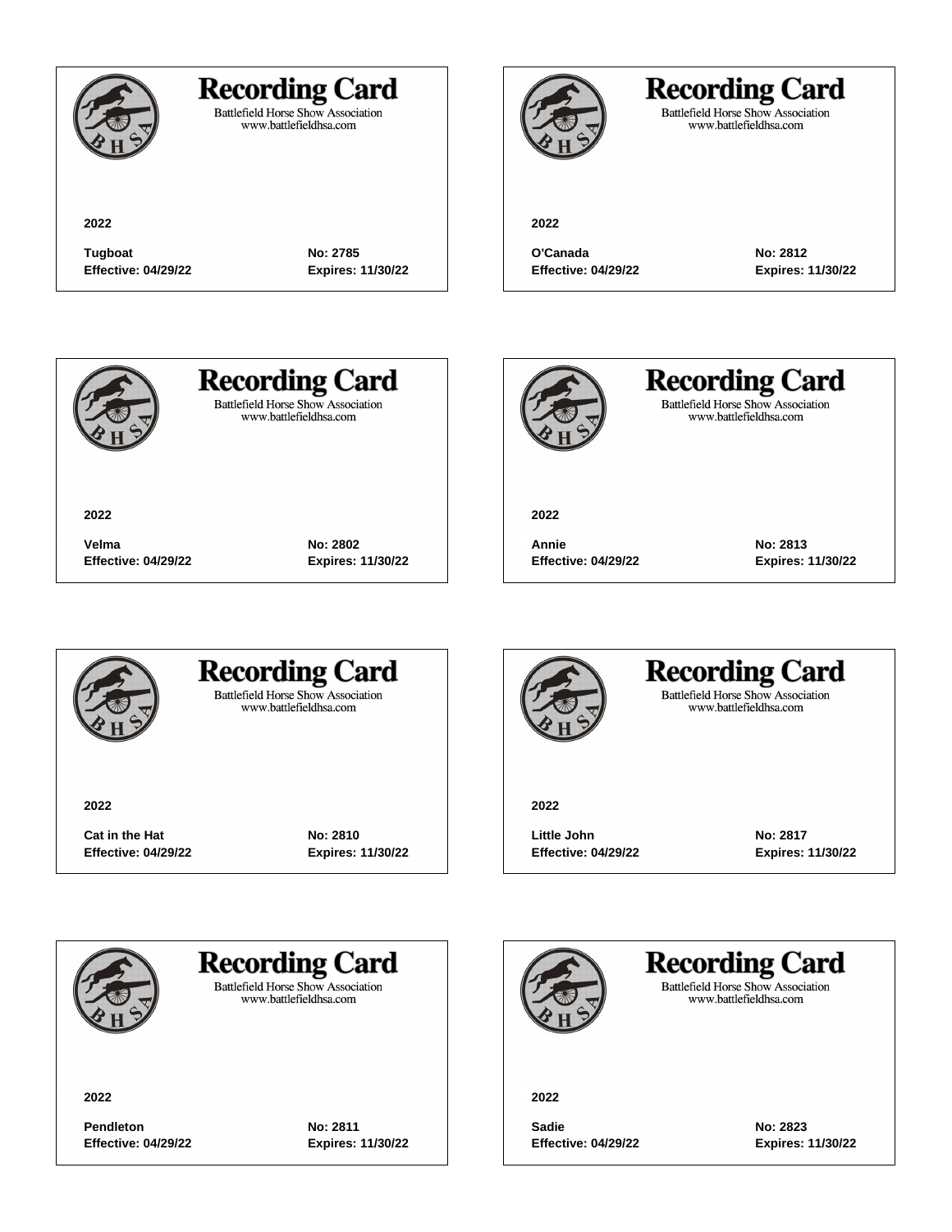## Recording Card

Battlefield Horse Show Association
www.battlefieldhsa.com

**2022**

**Tugboat** **No: 2785**
**Effective: 04/29/22** **Expires: 11/30/22**

## Recording Card

Battlefield Horse Show Association
www.battlefieldhsa.com

**2022**

**O'Canada** **No: 2812**
**Effective: 04/29/22** **Expires: 11/30/22**

## Recording Card

Battlefield Horse Show Association
www.battlefieldhsa.com

**2022**

**Velma** **No: 2802**
**Effective: 04/29/22** **Expires: 11/30/22**

## Recording Card

Battlefield Horse Show Association
www.battlefieldhsa.com

**2022**

**Annie** **No: 2813**
**Effective: 04/29/22** **Expires: 11/30/22**

## Recording Card

Battlefield Horse Show Association
www.battlefieldhsa.com

**2022**

**Cat in the Hat** **No: 2810**
**Effective: 04/29/22** **Expires: 11/30/22**

## Recording Card

Battlefield Horse Show Association
www.battlefieldhsa.com

**2022**

**Little John** **No: 2817**
**Effective: 04/29/22** **Expires: 11/30/22**

## Recording Card

Battlefield Horse Show Association
www.battlefieldhsa.com

**2022**

**Pendleton** **No: 2811**
**Effective: 04/29/22** **Expires: 11/30/22**

## Recording Card

Battlefield Horse Show Association
www.battlefieldhsa.com

**2022**

**Sadie** **No: 2823**
**Effective: 04/29/22** **Expires: 11/30/22**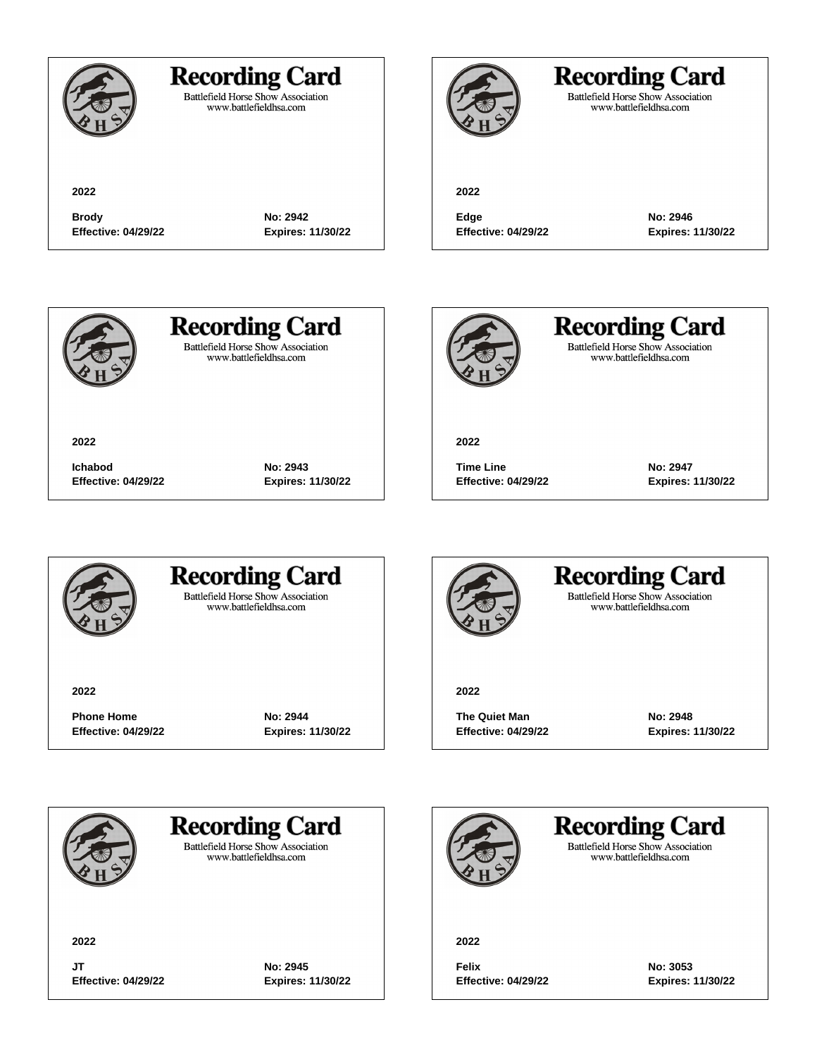## Recording Card

Battlefield Horse Show Association
www.battlefieldhsa.com

**2022**

**Brody** **No: 2942**
**Effective: 04/29/22** **Expires: 11/30/22**

## Recording Card

Battlefield Horse Show Association
www.battlefieldhsa.com

**2022**

**Edge** **No: 2946**
**Effective: 04/29/22** **Expires: 11/30/22**

## Recording Card

Battlefield Horse Show Association
www.battlefieldhsa.com

**2022**

**Ichabod** **No: 2943**
**Effective: 04/29/22** **Expires: 11/30/22**

## Recording Card

Battlefield Horse Show Association
www.battlefieldhsa.com

**2022**

**Time Line** **No: 2947**
**Effective: 04/29/22** **Expires: 11/30/22**

## Recording Card

Battlefield Horse Show Association
www.battlefieldhsa.com

**2022**

**Phone Home** **No: 2944**
**Effective: 04/29/22** **Expires: 11/30/22**

## Recording Card

Battlefield Horse Show Association
www.battlefieldhsa.com

**2022**

**The Quiet Man** **No: 2948**
**Effective: 04/29/22** **Expires: 11/30/22**

## Recording Card

Battlefield Horse Show Association
www.battlefieldhsa.com

**2022**

**JT** **No: 2945**
**Effective: 04/29/22** **Expires: 11/30/22**

## Recording Card

Battlefield Horse Show Association
www.battlefieldhsa.com

**2022**

**Felix** **No: 3053**
**Effective: 04/29/22** **Expires: 11/30/22**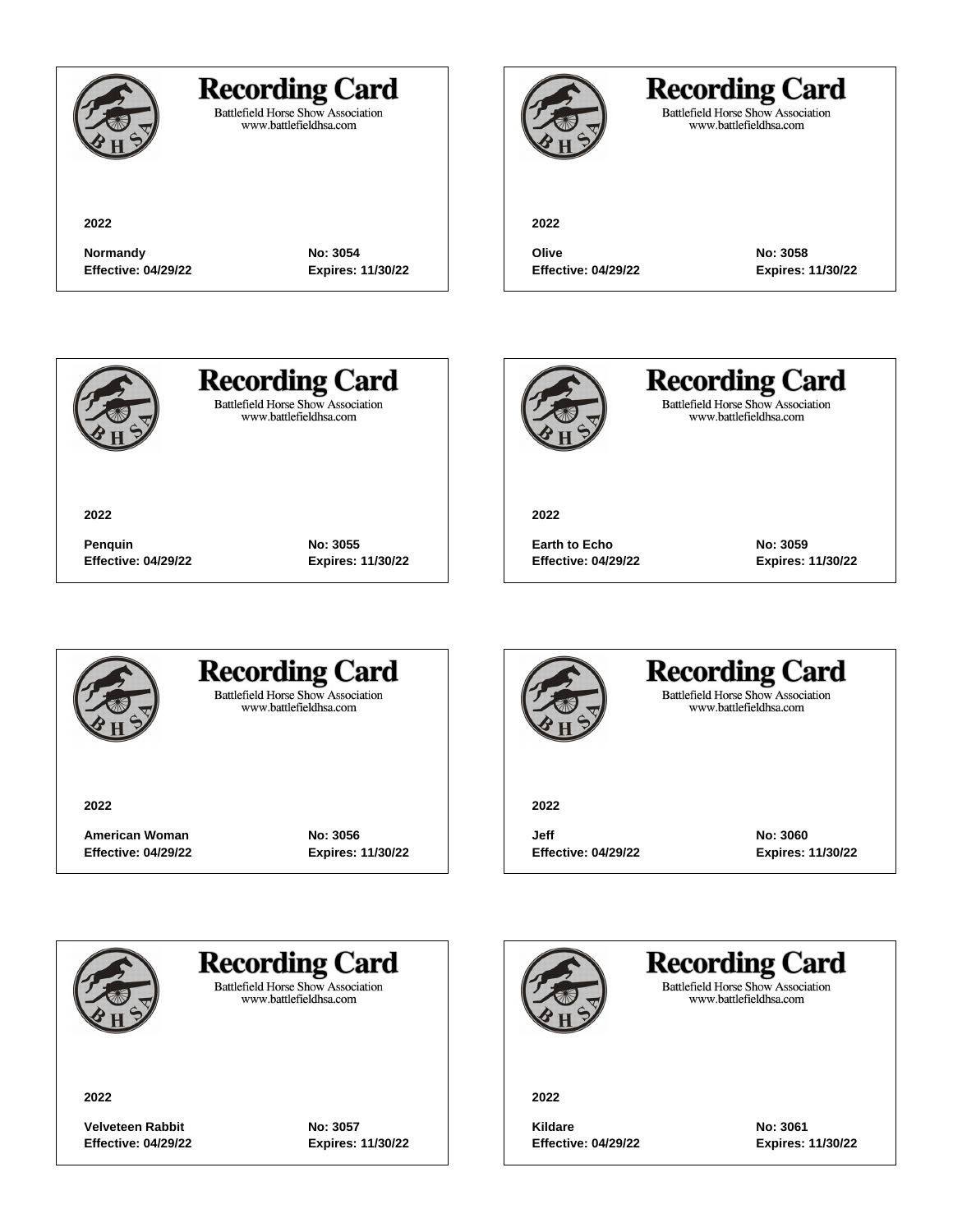## Recording Card

Battlefield Horse Show Association
www.battlefieldhsa.com

**2022**

**Normandy** **No: 3054**
**Effective: 04/29/22** **Expires: 11/30/22**

## Recording Card

Battlefield Horse Show Association
www.battlefieldhsa.com

**2022**

**Penquin** **No: 3055**
**Effective: 04/29/22** **Expires: 11/30/22**

## Recording Card

Battlefield Horse Show Association
www.battlefieldhsa.com

**2022**

**American Woman** **No: 3056**
**Effective: 04/29/22** **Expires: 11/30/22**

## Recording Card

Battlefield Horse Show Association
www.battlefieldhsa.com

**2022**

**Velveteen Rabbit** **No: 3057**
**Effective: 04/29/22** **Expires: 11/30/22**

## Recording Card

Battlefield Horse Show Association
www.battlefieldhsa.com

**2022**

**Olive** **No: 3058**
**Effective: 04/29/22** **Expires: 11/30/22**

## Recording Card

Battlefield Horse Show Association
www.battlefieldhsa.com

**2022**

**Earth to Echo** **No: 3059**
**Effective: 04/29/22** **Expires: 11/30/22**

## Recording Card

Battlefield Horse Show Association
www.battlefieldhsa.com

**2022**

**Jeff** **No: 3060**
**Effective: 04/29/22** **Expires: 11/30/22**

## Recording Card

Battlefield Horse Show Association
www.battlefieldhsa.com

**2022**

**Kildare** **No: 3061**
**Effective: 04/29/22** **Expires: 11/30/22**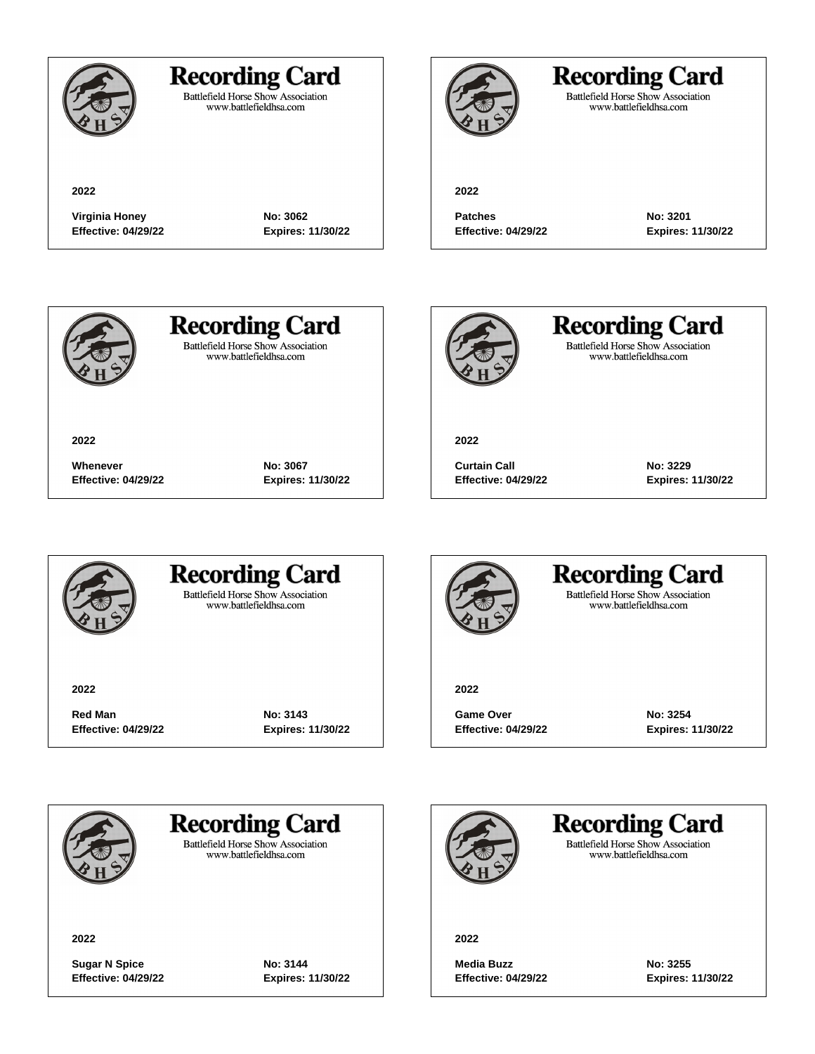## Recording Card

Battlefield Horse Show Association
www.battlefieldhsa.com

**2022**

**Virginia Honey** **No: 3062**
**Effective: 04/29/22** **Expires: 11/30/22**

---

## Recording Card

Battlefield Horse Show Association
www.battlefieldhsa.com

**2022**

**Patches** **No: 3201**
**Effective: 04/29/22** **Expires: 11/30/22**

---

## Recording Card

Battlefield Horse Show Association
www.battlefieldhsa.com

**2022**

**Whenever** **No: 3067**
**Effective: 04/29/22** **Expires: 11/30/22**

---

## Recording Card

Battlefield Horse Show Association
www.battlefieldhsa.com

**2022**

**Curtain Call** **No: 3229**
**Effective: 04/29/22** **Expires: 11/30/22**

---

## Recording Card

Battlefield Horse Show Association
www.battlefieldhsa.com

**2022**

**Red Man** **No: 3143**
**Effective: 04/29/22** **Expires: 11/30/22**

---

## Recording Card

Battlefield Horse Show Association
www.battlefieldhsa.com

**2022**

**Game Over** **No: 3254**
**Effective: 04/29/22** **Expires: 11/30/22**

---

## Recording Card

Battlefield Horse Show Association
www.battlefieldhsa.com

**2022**

**Sugar N Spice** **No: 3144**
**Effective: 04/29/22** **Expires: 11/30/22**

---

## Recording Card

Battlefield Horse Show Association
www.battlefieldhsa.com

**2022**

**Media Buzz** **No: 3255**
**Effective: 04/29/22** **Expires: 11/30/22**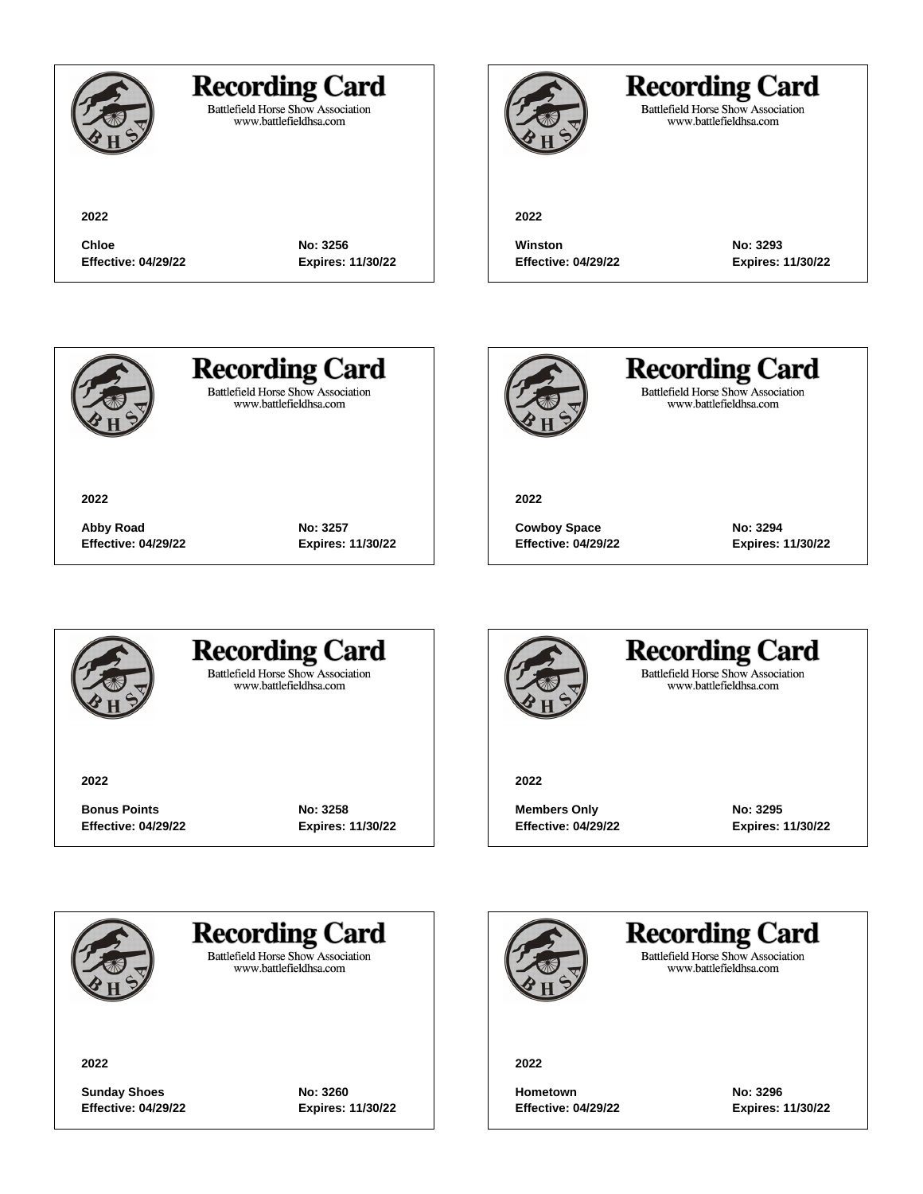## Recording Card

Battlefield Horse Show Association
www.battlefieldhsa.com

**2022**

**Chloe** **No: 3256**
**Effective: 04/29/22** **Expires: 11/30/22**

---

## Recording Card

Battlefield Horse Show Association
www.battlefieldhsa.com

**2022**

**Winston** **No: 3293**
**Effective: 04/29/22** **Expires: 11/30/22**

---

## Recording Card

Battlefield Horse Show Association
www.battlefieldhsa.com

**2022**

**Abby Road** **No: 3257**
**Effective: 04/29/22** **Expires: 11/30/22**

---

## Recording Card

Battlefield Horse Show Association
www.battlefieldhsa.com

**2022**

**Cowboy Space** **No: 3294**
**Effective: 04/29/22** **Expires: 11/30/22**

---

## Recording Card

Battlefield Horse Show Association
www.battlefieldhsa.com

**2022**

**Bonus Points** **No: 3258**
**Effective: 04/29/22** **Expires: 11/30/22**

---

## Recording Card

Battlefield Horse Show Association
www.battlefieldhsa.com

**2022**

**Members Only** **No: 3295**
**Effective: 04/29/22** **Expires: 11/30/22**

---

## Recording Card

Battlefield Horse Show Association
www.battlefieldhsa.com

**2022**

**Sunday Shoes** **No: 3260**
**Effective: 04/29/22** **Expires: 11/30/22**

---

## Recording Card

Battlefield Horse Show Association
www.battlefieldhsa.com

**2022**

**Hometown** **No: 3296**
**Effective: 04/29/22** **Expires: 11/30/22**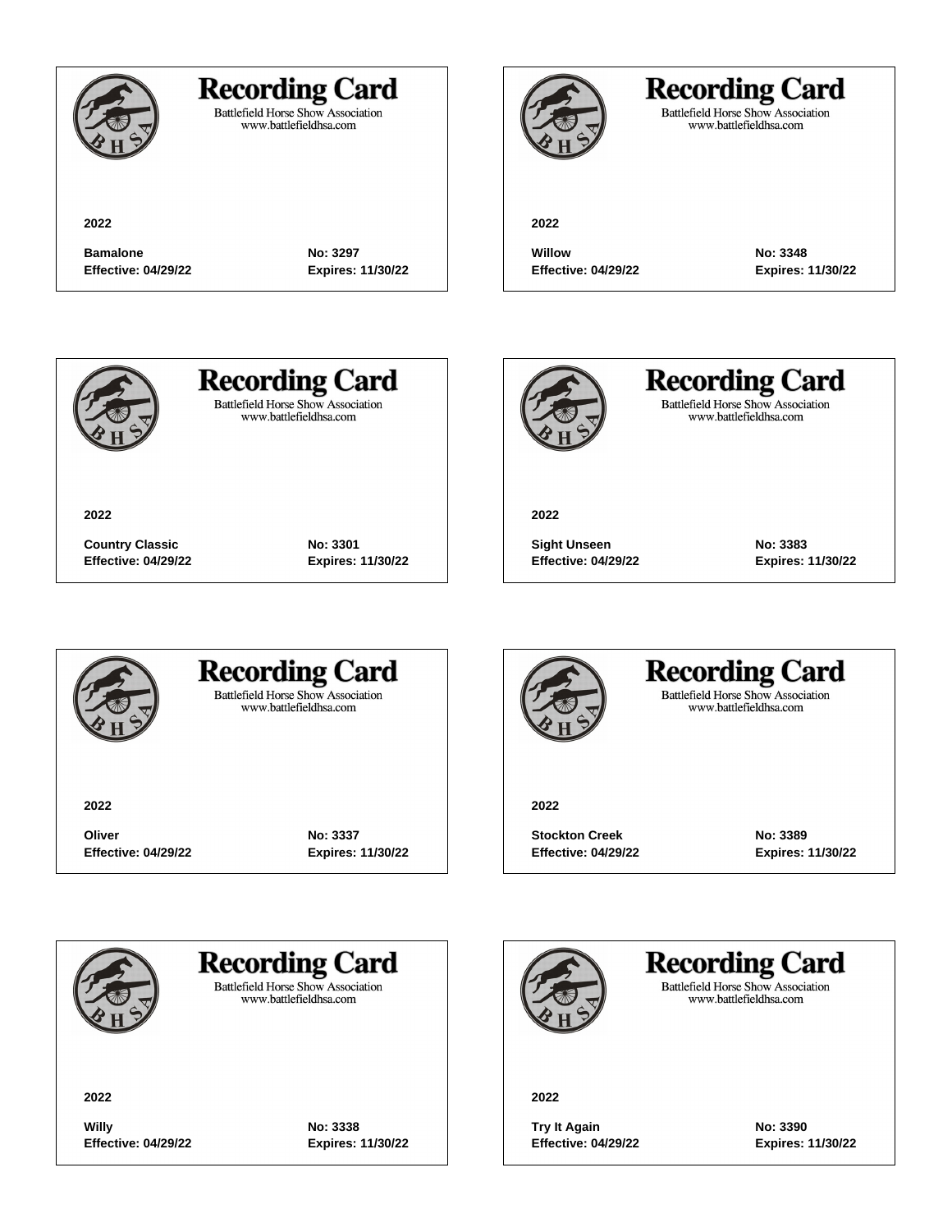# Recording Card

Battlefield Horse Show Association
www.battlefieldhsa.com

**2022**

**Bamalone** **No: 3297**
**Effective: 04/29/22** **Expires: 11/30/22**

---

# Recording Card

Battlefield Horse Show Association
www.battlefieldhsa.com

**2022**

**Willow** **No: 3348**
**Effective: 04/29/22** **Expires: 11/30/22**

---

# Recording Card

Battlefield Horse Show Association
www.battlefieldhsa.com

**2022**

**Country Classic** **No: 3301**
**Effective: 04/29/22** **Expires: 11/30/22**

---

# Recording Card

Battlefield Horse Show Association
www.battlefieldhsa.com

**2022**

**Sight Unseen** **No: 3383**
**Effective: 04/29/22** **Expires: 11/30/22**

---

# Recording Card

Battlefield Horse Show Association
www.battlefieldhsa.com

**2022**

**Oliver** **No: 3337**
**Effective: 04/29/22** **Expires: 11/30/22**

---

# Recording Card

Battlefield Horse Show Association
www.battlefieldhsa.com

**2022**

**Stockton Creek** **No: 3389**
**Effective: 04/29/22** **Expires: 11/30/22**

---

# Recording Card

Battlefield Horse Show Association
www.battlefieldhsa.com

**2022**

**Willy** **No: 3338**
**Effective: 04/29/22** **Expires: 11/30/22**

---

# Recording Card

Battlefield Horse Show Association
www.battlefieldhsa.com

**2022**

**Try It Again** **No: 3390**
**Effective: 04/29/22** **Expires: 11/30/22**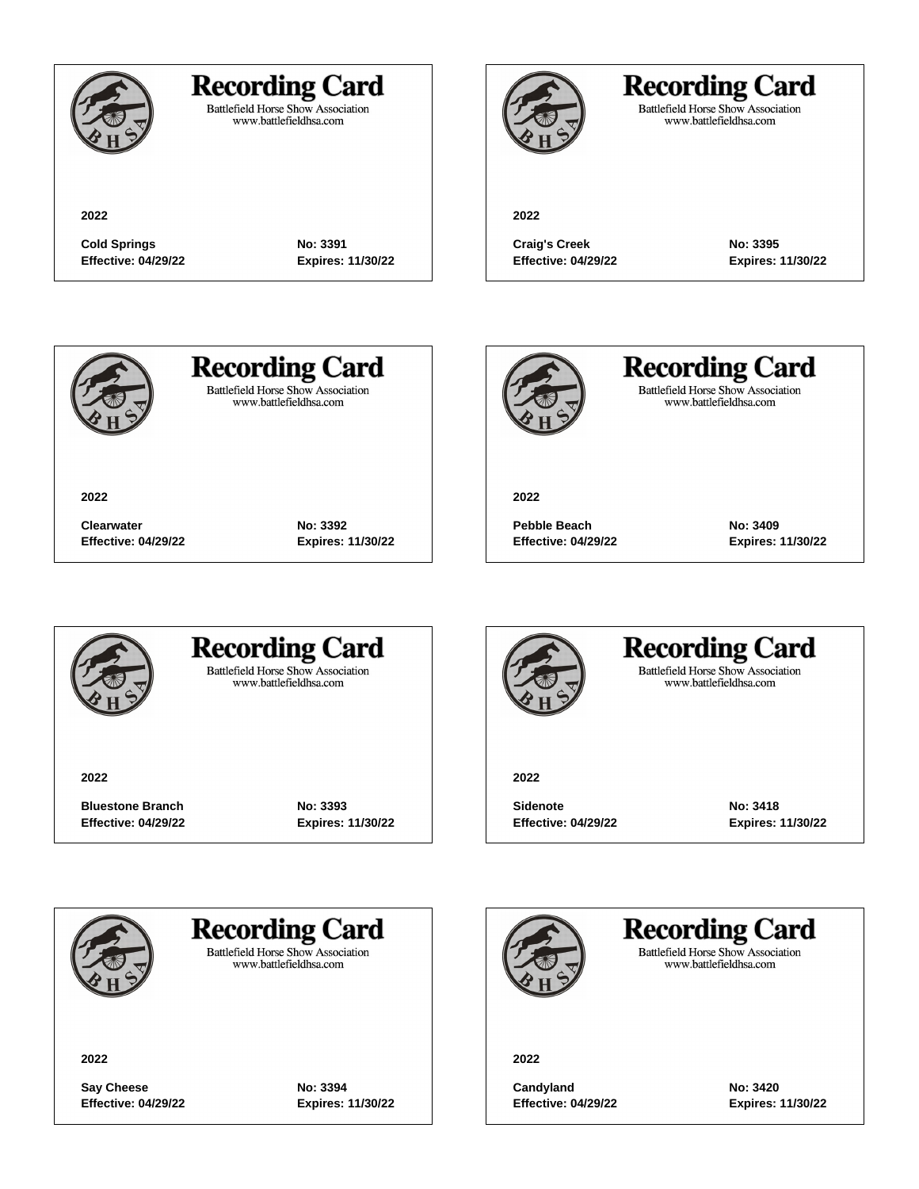## Recording Card

Battlefield Horse Show Association
www.battlefieldhsa.com

**2022**

**Cold Springs** **No: 3391**
**Effective: 04/29/22** **Expires: 11/30/22**

---

## Recording Card

Battlefield Horse Show Association
www.battlefieldhsa.com

**2022**

**Craig's Creek** **No: 3395**
**Effective: 04/29/22** **Expires: 11/30/22**

---

## Recording Card

Battlefield Horse Show Association
www.battlefieldhsa.com

**2022**

**Clearwater** **No: 3392**
**Effective: 04/29/22** **Expires: 11/30/22**

---

## Recording Card

Battlefield Horse Show Association
www.battlefieldhsa.com

**2022**

**Pebble Beach** **No: 3409**
**Effective: 04/29/22** **Expires: 11/30/22**

---

## Recording Card

Battlefield Horse Show Association
www.battlefieldhsa.com

**2022**

**Bluestone Branch** **No: 3393**
**Effective: 04/29/22** **Expires: 11/30/22**

---

## Recording Card

Battlefield Horse Show Association
www.battlefieldhsa.com

**2022**

**Sidenote** **No: 3418**
**Effective: 04/29/22** **Expires: 11/30/22**

---

## Recording Card

Battlefield Horse Show Association
www.battlefieldhsa.com

**2022**

**Say Cheese** **No: 3394**
**Effective: 04/29/22** **Expires: 11/30/22**

---

## Recording Card

Battlefield Horse Show Association
www.battlefieldhsa.com

**2022**

**Candyland** **No: 3420**
**Effective: 04/29/22** **Expires: 11/30/22**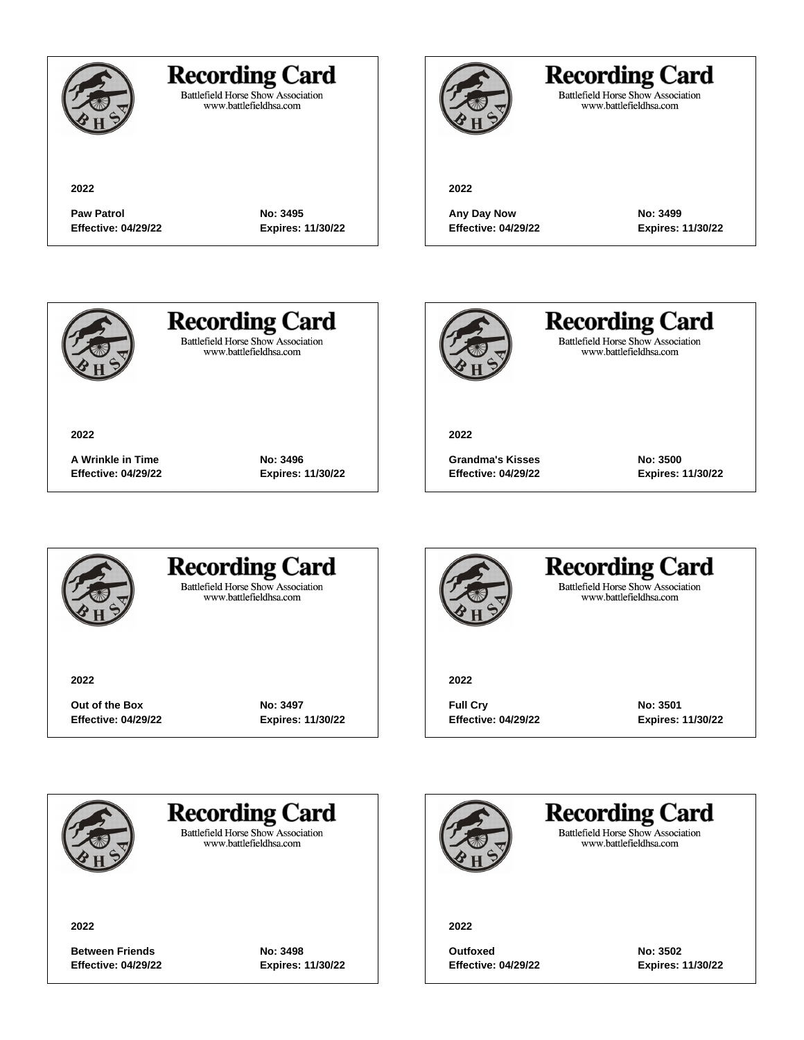## Recording Card

Battlefield Horse Show Association
www.battlefieldhsa.com

**2022**

**Paw Patrol** **No: 3495**
**Effective: 04/29/22** **Expires: 11/30/22**

---

## Recording Card

Battlefield Horse Show Association
www.battlefieldhsa.com

**2022**

**Any Day Now** **No: 3499**
**Effective: 04/29/22** **Expires: 11/30/22**

---

## Recording Card

Battlefield Horse Show Association
www.battlefieldhsa.com

**2022**

**A Wrinkle in Time** **No: 3496**
**Effective: 04/29/22** **Expires: 11/30/22**

---

## Recording Card

Battlefield Horse Show Association
www.battlefieldhsa.com

**2022**

**Grandma's Kisses** **No: 3500**
**Effective: 04/29/22** **Expires: 11/30/22**

---

## Recording Card

Battlefield Horse Show Association
www.battlefieldhsa.com

**2022**

**Out of the Box** **No: 3497**
**Effective: 04/29/22** **Expires: 11/30/22**

---

## Recording Card

Battlefield Horse Show Association
www.battlefieldhsa.com

**2022**

**Full Cry** **No: 3501**
**Effective: 04/29/22** **Expires: 11/30/22**

---

## Recording Card

Battlefield Horse Show Association
www.battlefieldhsa.com

**2022**

**Between Friends** **No: 3498**
**Effective: 04/29/22** **Expires: 11/30/22**

---

## Recording Card

Battlefield Horse Show Association
www.battlefieldhsa.com

**2022**

**Outfoxed** **No: 3502**
**Effective: 04/29/22** **Expires: 11/30/22**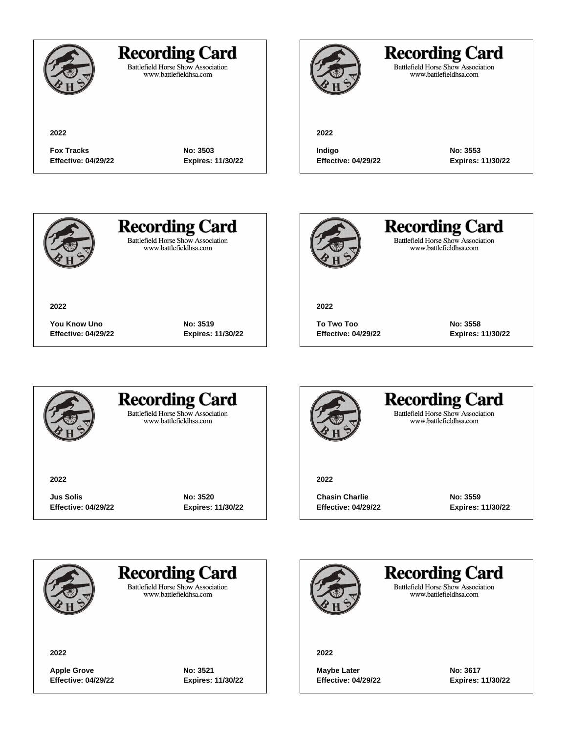# Recording Card

Battlefield Horse Show Association
www.battlefieldhsa.com

**2022**

**Fox Tracks** **No: 3503**
**Effective: 04/29/22** **Expires: 11/30/22**

---

# Recording Card

Battlefield Horse Show Association
www.battlefieldhsa.com

**2022**

**Indigo** **No: 3553**
**Effective: 04/29/22** **Expires: 11/30/22**

---

# Recording Card

Battlefield Horse Show Association
www.battlefieldhsa.com

**2022**

**You Know Uno** **No: 3519**
**Effective: 04/29/22** **Expires: 11/30/22**

---

# Recording Card

Battlefield Horse Show Association
www.battlefieldhsa.com

**2022**

**To Two Too** **No: 3558**
**Effective: 04/29/22** **Expires: 11/30/22**

---

# Recording Card

Battlefield Horse Show Association
www.battlefieldhsa.com

**2022**

**Jus Solis** **No: 3520**
**Effective: 04/29/22** **Expires: 11/30/22**

---

# Recording Card

Battlefield Horse Show Association
www.battlefieldhsa.com

**2022**

**Chasin Charlie** **No: 3559**
**Effective: 04/29/22** **Expires: 11/30/22**

---

# Recording Card

Battlefield Horse Show Association
www.battlefieldhsa.com

**2022**

**Apple Grove** **No: 3521**
**Effective: 04/29/22** **Expires: 11/30/22**

---

# Recording Card

Battlefield Horse Show Association
www.battlefieldhsa.com

**2022**

**Maybe Later** **No: 3617**
**Effective: 04/29/22** **Expires: 11/30/22**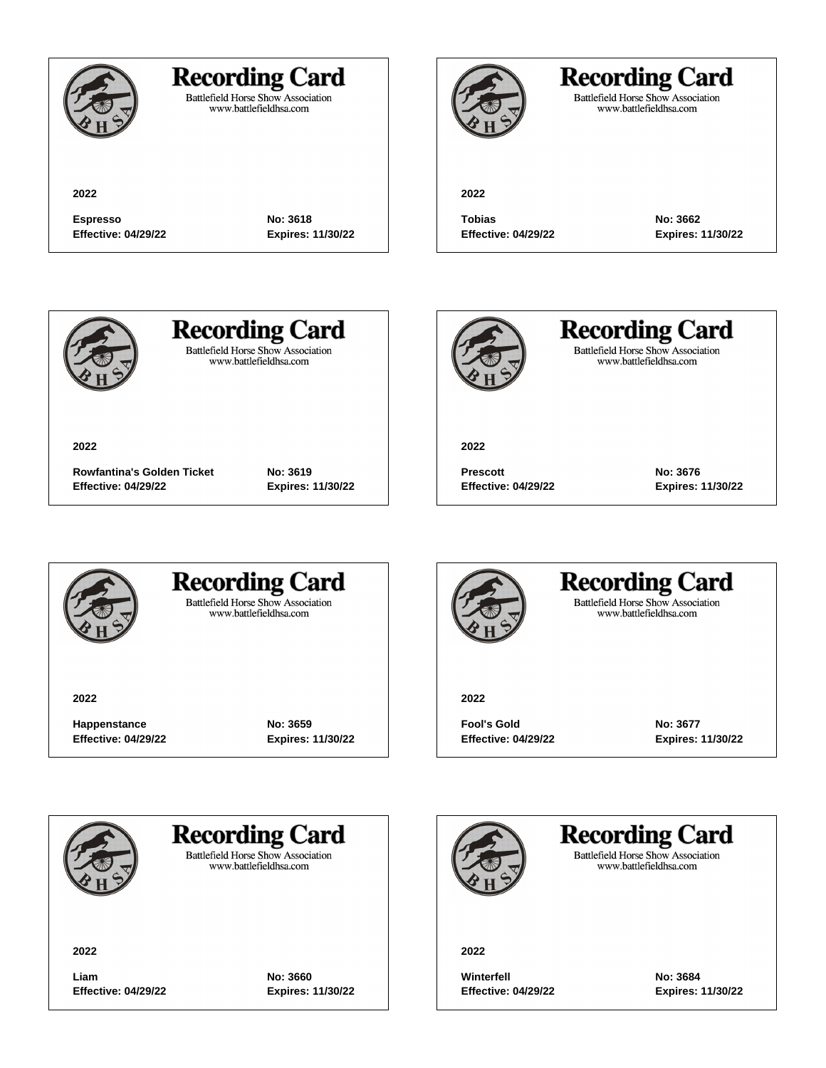## Recording Card

Battlefield Horse Show Association
www.battlefieldhsa.com

**2022**

**Espresso** **No: 3618**
**Effective: 04/29/22** **Expires: 11/30/22**

## Recording Card

Battlefield Horse Show Association
www.battlefieldhsa.com

**2022**

**Tobias** **No: 3662**
**Effective: 04/29/22** **Expires: 11/30/22**

## Recording Card

Battlefield Horse Show Association
www.battlefieldhsa.com

**2022**

**Rowfantina's Golden Ticket** **No: 3619**
**Effective: 04/29/22** **Expires: 11/30/22**

## Recording Card

Battlefield Horse Show Association
www.battlefieldhsa.com

**2022**

**Prescott** **No: 3676**
**Effective: 04/29/22** **Expires: 11/30/22**

## Recording Card

Battlefield Horse Show Association
www.battlefieldhsa.com

**2022**

**Happenstance** **No: 3659**
**Effective: 04/29/22** **Expires: 11/30/22**

## Recording Card

Battlefield Horse Show Association
www.battlefieldhsa.com

**2022**

**Fool's Gold** **No: 3677**
**Effective: 04/29/22** **Expires: 11/30/22**

## Recording Card

Battlefield Horse Show Association
www.battlefieldhsa.com

**2022**

**Liam** **No: 3660**
**Effective: 04/29/22** **Expires: 11/30/22**

## Recording Card

Battlefield Horse Show Association
www.battlefieldhsa.com

**2022**

**Winterfell** **No: 3684**
**Effective: 04/29/22** **Expires: 11/30/22**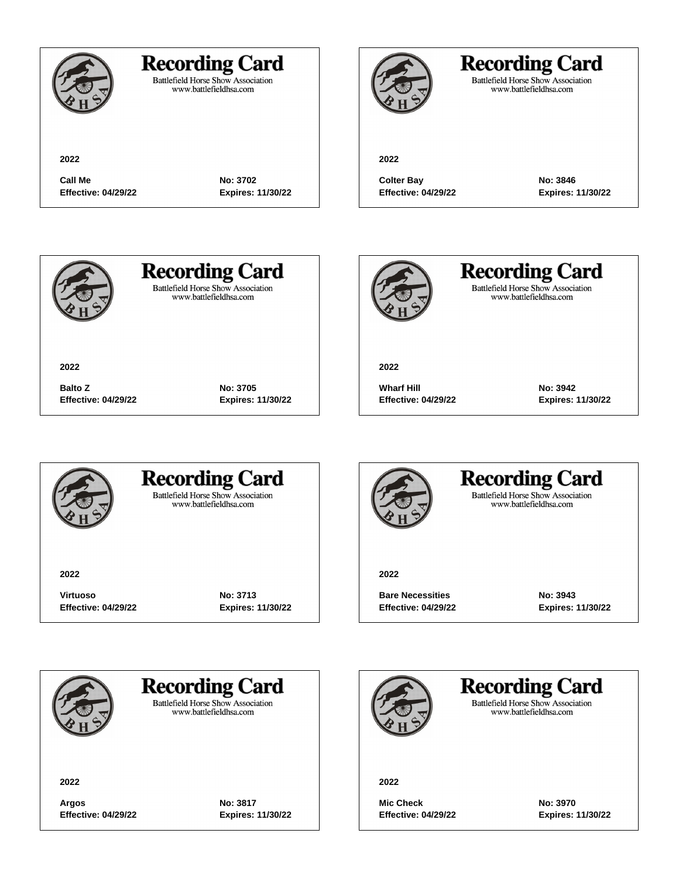# Recording Card

Battlefield Horse Show Association
www.battlefieldhsa.com

**2022**

**Call Me** **No: 3702**
**Effective: 04/29/22** **Expires: 11/30/22**

# Recording Card

Battlefield Horse Show Association
www.battlefieldhsa.com

**2022**

**Colter Bay** **No: 3846**
**Effective: 04/29/22** **Expires: 11/30/22**

# Recording Card

Battlefield Horse Show Association
www.battlefieldhsa.com

**2022**

**Balto Z** **No: 3705**
**Effective: 04/29/22** **Expires: 11/30/22**

# Recording Card

Battlefield Horse Show Association
www.battlefieldhsa.com

**2022**

**Wharf Hill** **No: 3942**
**Effective: 04/29/22** **Expires: 11/30/22**

# Recording Card

Battlefield Horse Show Association
www.battlefieldhsa.com

**2022**

**Virtuoso** **No: 3713**
**Effective: 04/29/22** **Expires: 11/30/22**

# Recording Card

Battlefield Horse Show Association
www.battlefieldhsa.com

**2022**

**Bare Necessities** **No: 3943**
**Effective: 04/29/22** **Expires: 11/30/22**

# Recording Card

Battlefield Horse Show Association
www.battlefieldhsa.com

**2022**

**Argos** **No: 3817**
**Effective: 04/29/22** **Expires: 11/30/22**

# Recording Card

Battlefield Horse Show Association
www.battlefieldhsa.com

**2022**

**Mic Check** **No: 3970**
**Effective: 04/29/22** **Expires: 11/30/22**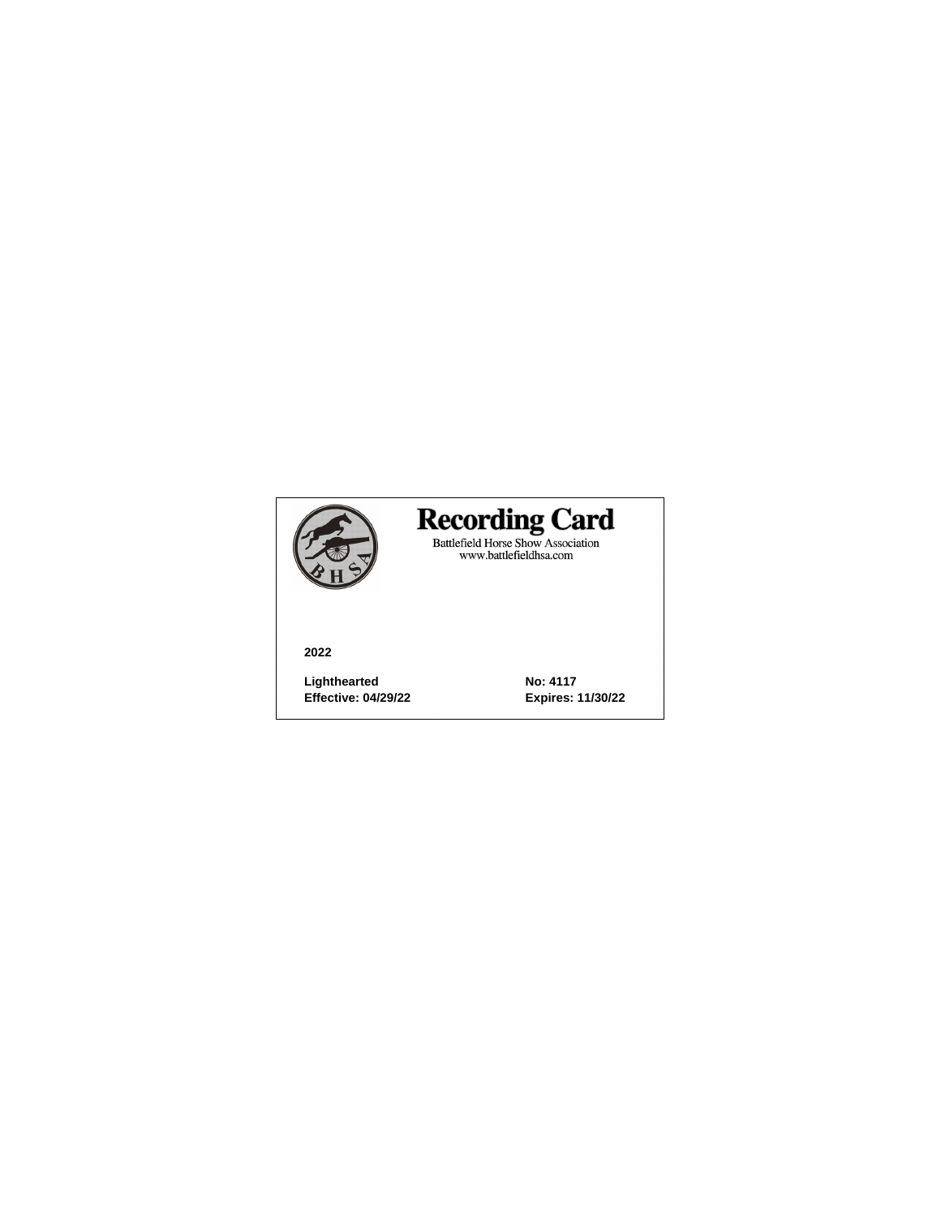# Recording Card

Battlefield Horse Show Association
www.battlefieldhsa.com

**2022**

**Lighthearted** **No: 4117**
**Effective: 04/29/22** **Expires: 11/30/22**